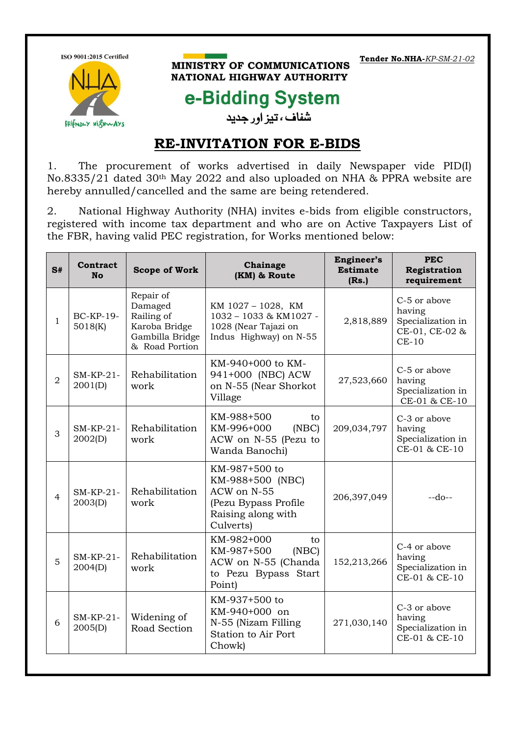ISO 9001:2015 Certified

**Tender No.NHA-*KP-SM-21-02***

**MINISTRY OF COMMUNICATIONS**
**NATIONAL HIGHWAY AUTHORITY**

## e-Bidding System

شفاف، تیز اور جدید

# RE-INVITATION FOR E-BIDS

1. The procurement of works advertised in daily Newspaper vide PID(I) No.8335/21 dated 30th May 2022 and also uploaded on NHA & PPRA website are hereby annulled/cancelled and the same are being retendered.

2. National Highway Authority (NHA) invites e-bids from eligible constructors, registered with income tax department and who are on Active Taxpayers List of the FBR, having valid PEC registration, for Works mentioned below:

| S# | Contract No | Scope of Work | Chainage (KM) & Route | Engineer's Estimate (Rs.) | PEC Registration requirement |
|---|---|---|---|---|---|
| 1 | BC-KP-19-5018(K) | Repair of Damaged Railing of Karoba Bridge Gambilla Bridge & Road Portion | KM 1027 – 1028, KM 1032 – 1033 & KM1027 - 1028 (Near Tajazi on Indus Highway) on N-55 | 2,818,889 | C-5 or above having Specialization in CE-01, CE-02 & CE-10 |
| 2 | SM-KP-21-2001(D) | Rehabilitation work | KM-940+000 to KM-941+000 (NBC) ACW on N-55 (Near Shorkot Village | 27,523,660 | C-5 or above having Specialization in CE-01 & CE-10 |
| 3 | SM-KP-21-2002(D) | Rehabilitation work | KM-988+500 to KM-996+000 (NBC) ACW on N-55 (Pezu to Wanda Banochi) | 209,034,797 | C-3 or above having Specialization in CE-01 & CE-10 |
| 4 | SM-KP-21-2003(D) | Rehabilitation work | KM-987+500 to KM-988+500 (NBC) ACW on N-55 (Pezu Bypass Profile Raising along with Culverts) | 206,397,049 | --do-- |
| 5 | SM-KP-21-2004(D) | Rehabilitation work | KM-982+000 to KM-987+500 (NBC) ACW on N-55 (Chanda to Pezu Bypass Start Point) | 152,213,266 | C-4 or above having Specialization in CE-01 & CE-10 |
| 6 | SM-KP-21-2005(D) | Widening of Road Section | KM-937+500 to KM-940+000 on N-55 (Nizam Filling Station to Air Port Chowk) | 271,030,140 | C-3 or above having Specialization in CE-01 & CE-10 |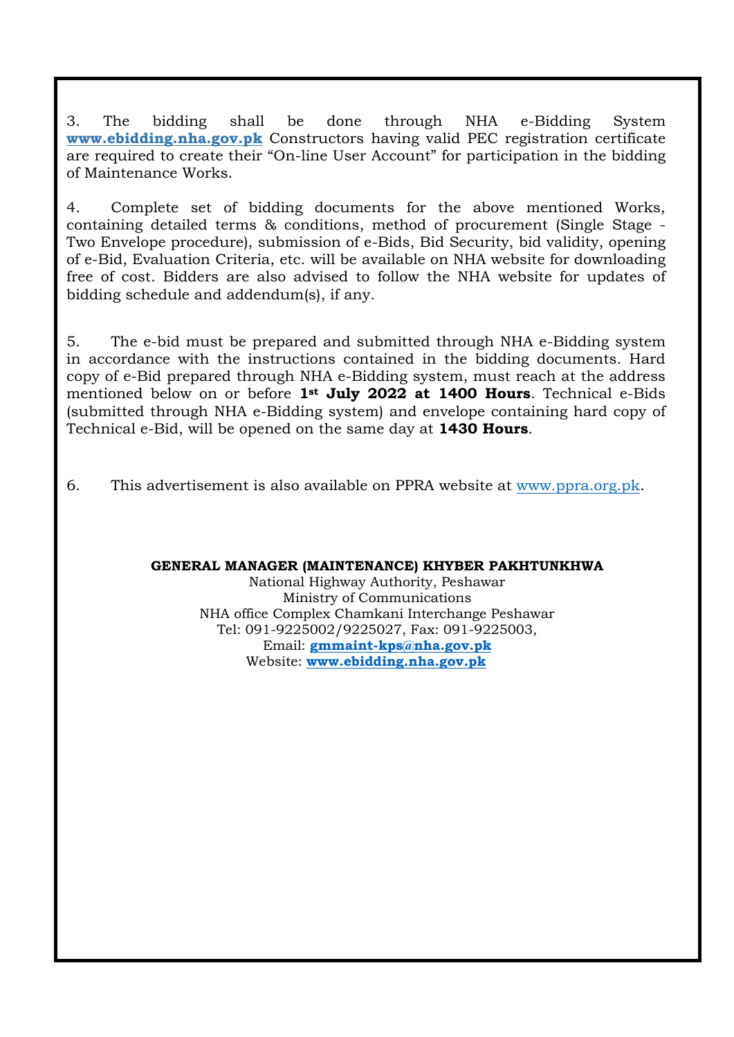3. The bidding shall be done through NHA e-Bidding System **www.ebidding.nha.gov.pk** Constructors having valid PEC registration certificate are required to create their "On-line User Account" for participation in the bidding of Maintenance Works.

4. Complete set of bidding documents for the above mentioned Works, containing detailed terms & conditions, method of procurement (Single Stage - Two Envelope procedure), submission of e-Bids, Bid Security, bid validity, opening of e-Bid, Evaluation Criteria, etc. will be available on NHA website for downloading free of cost. Bidders are also advised to follow the NHA website for updates of bidding schedule and addendum(s), if any.

5. The e-bid must be prepared and submitted through NHA e-Bidding system in accordance with the instructions contained in the bidding documents. Hard copy of e-Bid prepared through NHA e-Bidding system, must reach at the address mentioned below on or before **1st July 2022 at 1400 Hours**. Technical e-Bids (submitted through NHA e-Bidding system) and envelope containing hard copy of Technical e-Bid, will be opened on the same day at **1430 Hours**.

6. This advertisement is also available on PPRA website at www.ppra.org.pk.

**GENERAL MANAGER (MAINTENANCE) KHYBER PAKHTUNKHWA**
National Highway Authority, Peshawar
Ministry of Communications
NHA office Complex Chamkani Interchange Peshawar
Tel: 091-9225002/9225027, Fax: 091-9225003,
Email: **gmmaint-kps@nha.gov.pk**
Website: **www.ebidding.nha.gov.pk**